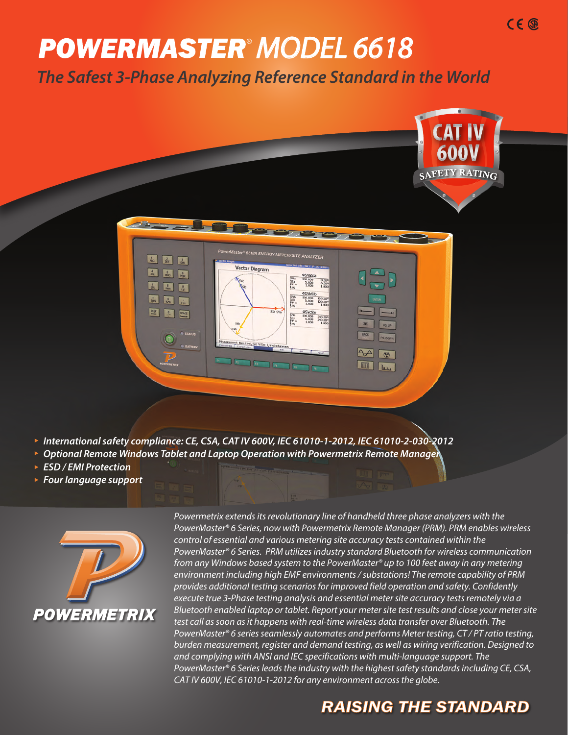# POWERMASTER® MODEL 6618

## The Safest 3-Phase Analyzing Reference Standard in the World

CAT IV 600V SAFETY RATING

- International safety compliance: CE, CSA, CAT IV 600V, IEC 61010-1-2012, IEC 61010-2-030-2012
- Optional Remote Windows Tablet and Laptop Operation with Powermetrix Remote Manager
- ESD / EMI Protection
- Four language support

POWERMETRIX

*Powermetrix extends its revolutionary line of handheld three phase analyzers with the PowerMaster® 6 Series, now with Powermetrix Remote Manager (PRM). PRM enables wireless control of essential and various metering site accuracy tests contained within the PowerMaster® 6 Series. PRM utilizes industry standard Bluetooth for wireless communication from any Windows based system to the PowerMaster® up to 100 feet away in any metering environment including high EMF environments / substations! The remote capability of PRM provides additional testing scenarios for improved field operation and safety. Confidently execute true 3-Phase testing analysis and essential meter site accuracy tests remotely via a Bluetooth enabled laptop or tablet. Report your meter site test results and close your meter site test call as soon as it happens with real-time wireless data transfer over Bluetooth. The PowerMaster® 6 series seamlessly automates and performs Meter testing, CT / PT ratio testing, burden measurement, register and demand testing, as well as wiring verification. Designed to and complying with ANSI and IEC specifications with multi-language support. The PowerMaster® 6 Series leads the industry with the highest safety standards including CE, CSA, CAT IV 600V, IEC 61010-1-2012 for any environment across the globe.*

**RAISING THE STANDARD**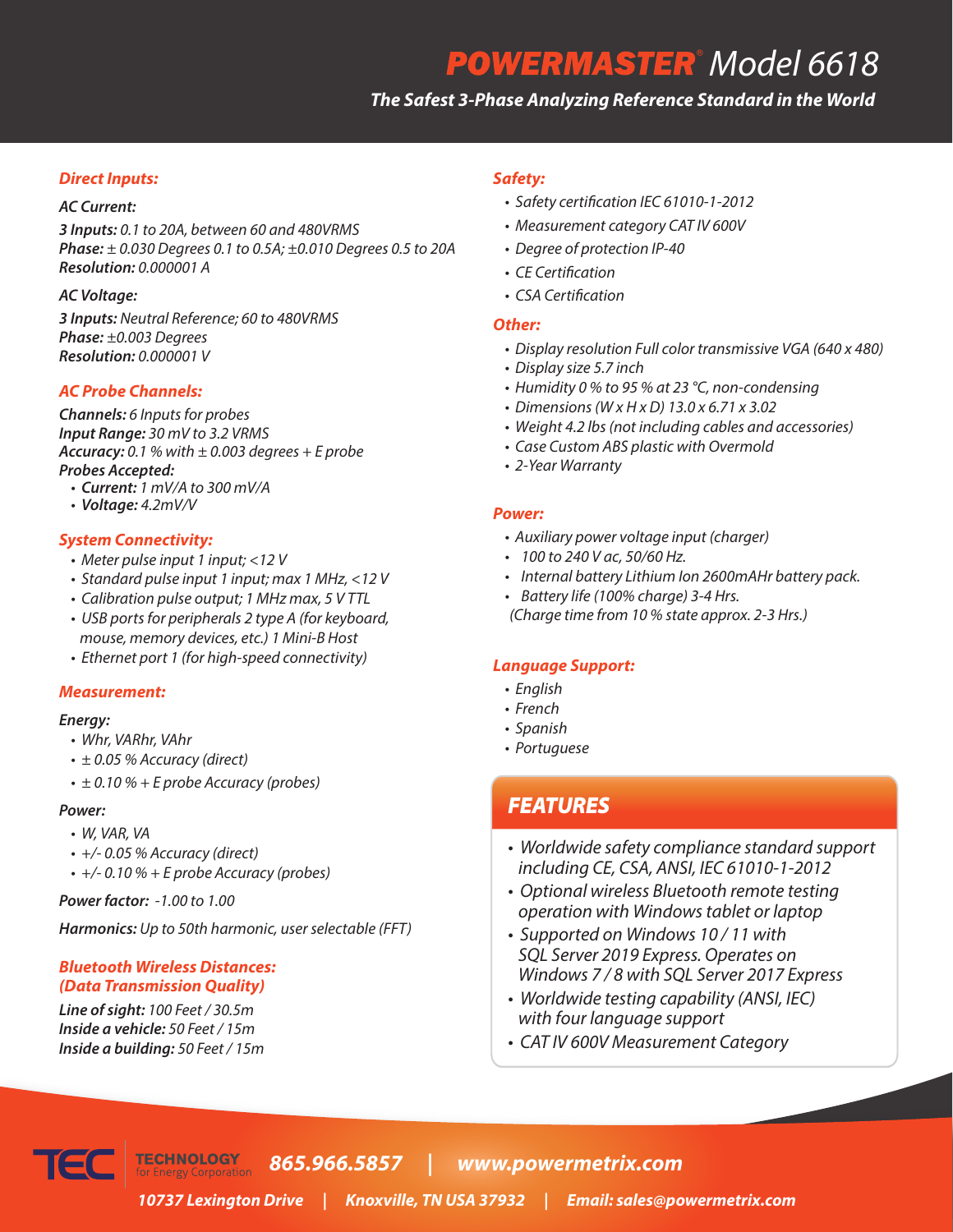# ***POWERMASTER*® *Model 6618***

***The Safest 3-Phase Analyzing Reference Standard in the World***

## *Direct Inputs:*

### *AC Current:*

***3 Inputs:*** *0.1 to 20A, between 60 and 480VRMS*
***Phase:*** *± 0.030 Degrees 0.1 to 0.5A; ±0.010 Degrees 0.5 to 20A*
***Resolution:*** *0.000001 A*

### *AC Voltage:*

***3 Inputs:*** *Neutral Reference; 60 to 480VRMS*
***Phase:*** *±0.003 Degrees*
***Resolution:*** *0.000001 V*

## *AC Probe Channels:*

***Channels:*** *6 Inputs for probes*
***Input Range:*** *30 mV to 3.2 VRMS*
***Accuracy:*** *0.1 % with ± 0.003 degrees + E probe*
***Probes Accepted:***

- ***Current:*** *1 mV/A to 300 mV/A*
- ***Voltage:*** *4.2mV/V*

## *System Connectivity:*

- *Meter pulse input 1 input; <12 V*
- *Standard pulse input 1 input; max 1 MHz, <12 V*
- *Calibration pulse output; 1 MHz max, 5 V TTL*
- *USB ports for peripherals 2 type A (for keyboard, mouse, memory devices, etc.) 1 Mini-B Host*
- *Ethernet port 1 (for high-speed connectivity)*

## *Measurement:*

### *Energy:*

- *Whr, VARhr, VAhr*
- *± 0.05 % Accuracy (direct)*
- *± 0.10 % + E probe Accuracy (probes)*

### *Power:*

- *W, VAR, VA*
- *+/- 0.05 % Accuracy (direct)*
- *+/- 0.10 % + E probe Accuracy (probes)*

***Power factor:*** *-1.00 to 1.00*

***Harmonics:*** *Up to 50th harmonic, user selectable (FFT)*

## *Bluetooth Wireless Distances: (Data Transmission Quality)*

***Line of sight:*** *100 Feet / 30.5m*
***Inside a vehicle:*** *50 Feet / 15m*
***Inside a building:*** *50 Feet / 15m*

## *Safety:*

- *Safety certification IEC 61010-1-2012*
- *Measurement category CAT IV 600V*
- *Degree of protection IP-40*
- *CE Certification*
- *CSA Certification*

## *Other:*

- *Display resolution Full color transmissive VGA (640 x 480)*
- *Display size 5.7 inch*
- *Humidity 0 % to 95 % at 23 °C, non-condensing*
- *Dimensions (W x H x D) 13.0 x 6.71 x 3.02*
- *Weight 4.2 lbs (not including cables and accessories)*
- *Case Custom ABS plastic with Overmold*
- *2-Year Warranty*

## *Power:*

- *Auxiliary power voltage input (charger)*
- *100 to 240 V ac, 50/60 Hz.*
- *Internal battery Lithium Ion 2600mAHr battery pack.*
- *Battery life (100% charge) 3-4 Hrs.*

*(Charge time from 10 % state approx. 2-3 Hrs.)*

## *Language Support:*

- *English*
- *French*
- *Spanish*
- *Portuguese*

## *FEATURES*

- *Worldwide safety compliance standard support including CE, CSA, ANSI, IEC 61010-1-2012*
- *Optional wireless Bluetooth remote testing operation with Windows tablet or laptop*
- *Supported on Windows 10 / 11 with SQL Server 2019 Express. Operates on Windows 7 / 8 with SQL Server 2017 Express*
- *Worldwide testing capability (ANSI, IEC) with four language support*
- *CAT IV 600V Measurement Category*

TEC | TECHNOLOGY for Energy Corporation

***865.966.5857*** | ***www.powermetrix.com***

***10737 Lexington Drive*** | ***Knoxville, TN USA 37932*** | ***Email: sales@powermetrix.com***